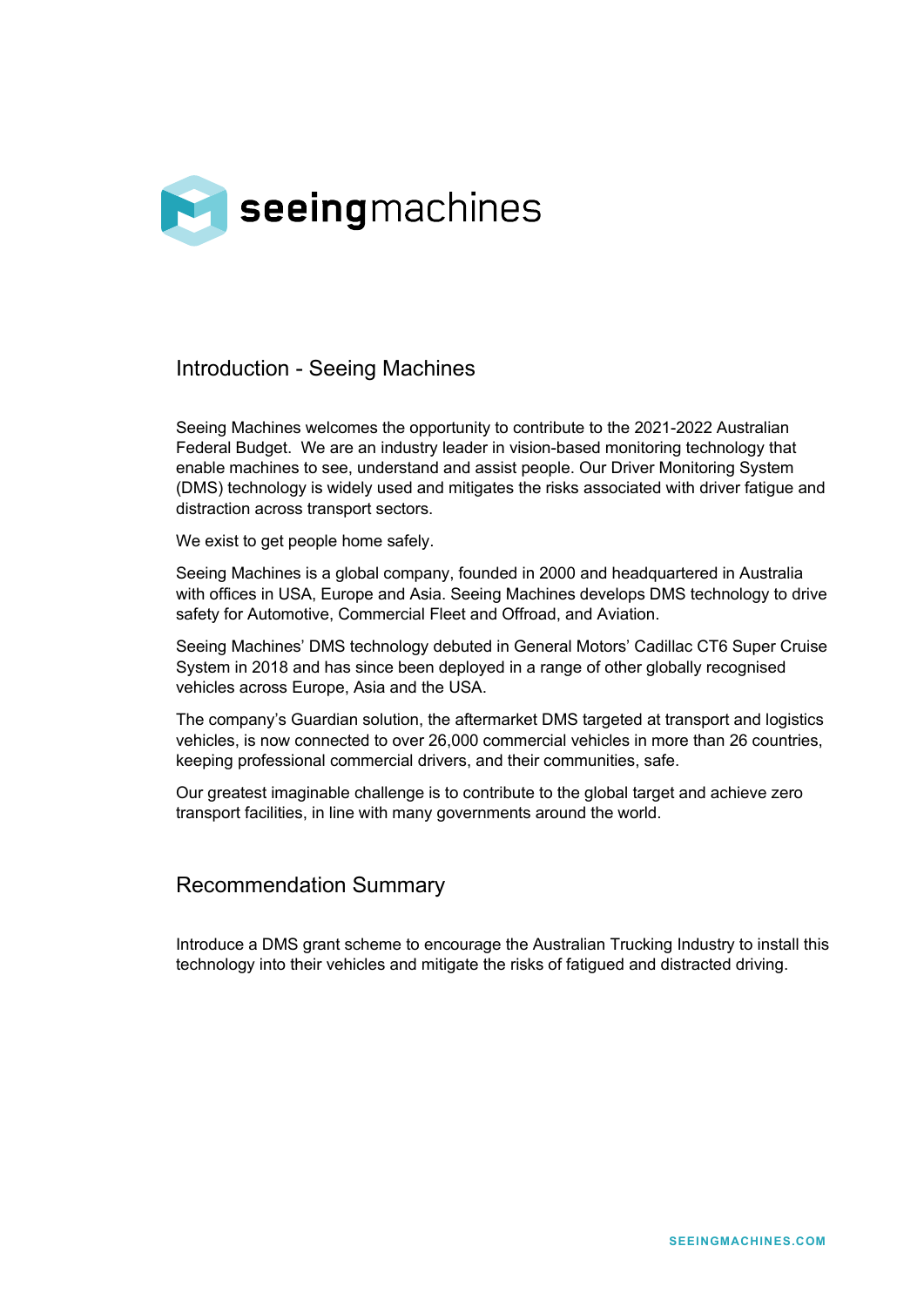# Introduction - Seeing Machines

Seeing Machines welcomes the opportunity to contribute to the 2021-2022 Australian Federal Budget. We are an industry leader in vision-based monitoring technology that enable machines to see, understand and assist people. Our Driver Monitoring System (DMS) technology is widely used and mitigates the risks associated with driver fatigue and distraction across transport sectors.

We exist to get people home safely.

Seeing Machines is a global company, founded in 2000 and headquartered in Australia with offices in USA, Europe and Asia. Seeing Machines develops DMS technology to drive safety for Automotive, Commercial Fleet and Offroad, and Aviation.

Seeing Machines' DMS technology debuted in General Motors' Cadillac CT6 Super Cruise System in 2018 and has since been deployed in a range of other globally recognised vehicles across Europe, Asia and the USA.

The company's Guardian solution, the aftermarket DMS targeted at transport and logistics vehicles, is now connected to over 26,000 commercial vehicles in more than 26 countries, keeping professional commercial drivers, and their communities, safe.

Our greatest imaginable challenge is to contribute to the global target and achieve zero transport facilities, in line with many governments around the world.

# Recommendation Summary

Introduce a DMS grant scheme to encourage the Australian Trucking Industry to install this technology into their vehicles and mitigate the risks of fatigued and distracted driving.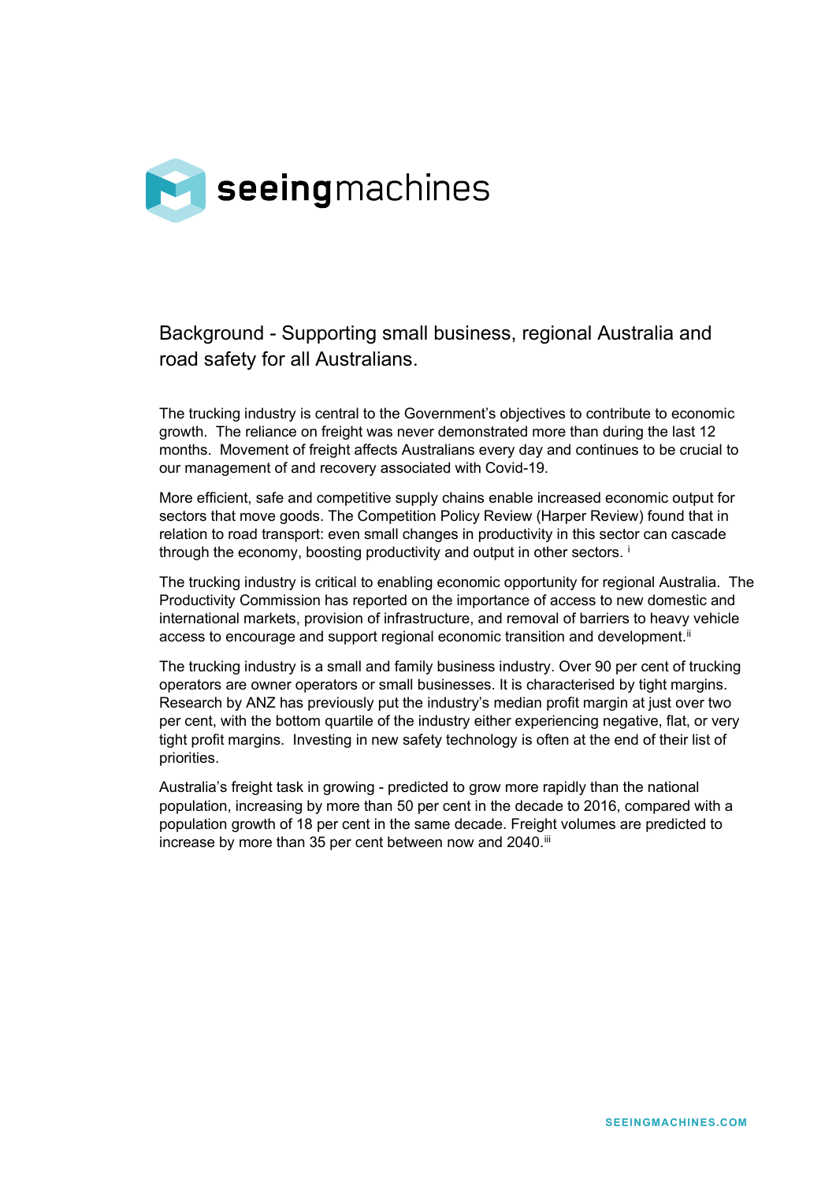## Background - Supporting small business, regional Australia and road safety for all Australians.

The trucking industry is central to the Government's objectives to contribute to economic growth. The reliance on freight was never demonstrated more than during the last 12 months. Movement of freight affects Australians every day and continues to be crucial to our management of and recovery associated with Covid-19.

More efficient, safe and competitive supply chains enable increased economic output for sectors that move goods. The Competition Policy Review (Harper Review) found that in relation to road transport: even small changes in productivity in this sector can cascade through the economy, boosting productivity and output in other sectors. [i]

The trucking industry is critical to enabling economic opportunity for regional Australia. The Productivity Commission has reported on the importance of access to new domestic and international markets, provision of infrastructure, and removal of barriers to heavy vehicle access to encourage and support regional economic transition and development.[ii]

The trucking industry is a small and family business industry. Over 90 per cent of trucking operators are owner operators or small businesses. It is characterised by tight margins. Research by ANZ has previously put the industry's median profit margin at just over two per cent, with the bottom quartile of the industry either experiencing negative, flat, or very tight profit margins. Investing in new safety technology is often at the end of their list of priorities.

Australia's freight task in growing - predicted to grow more rapidly than the national population, increasing by more than 50 per cent in the decade to 2016, compared with a population growth of 18 per cent in the same decade. Freight volumes are predicted to increase by more than 35 per cent between now and 2040.[iii]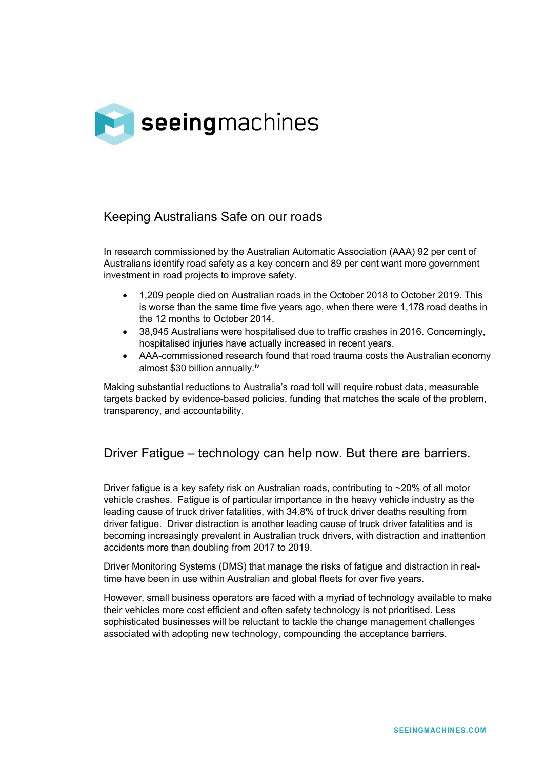# seeingmachines

## Keeping Australians Safe on our roads

In research commissioned by the Australian Automatic Association (AAA) 92 per cent of Australians identify road safety as a key concern and 89 per cent want more government investment in road projects to improve safety.

- 1,209 people died on Australian roads in the October 2018 to October 2019. This is worse than the same time five years ago, when there were 1,178 road deaths in the 12 months to October 2014.
- 38,945 Australians were hospitalised due to traffic crashes in 2016. Concerningly, hospitalised injuries have actually increased in recent years.
- AAA-commissioned research found that road trauma costs the Australian economy almost $30 billion annually.[iv]

Making substantial reductions to Australia's road toll will require robust data, measurable targets backed by evidence-based policies, funding that matches the scale of the problem, transparency, and accountability.

## Driver Fatigue – technology can help now. But there are barriers.

Driver fatigue is a key safety risk on Australian roads, contributing to ~20% of all motor vehicle crashes. Fatigue is of particular importance in the heavy vehicle industry as the leading cause of truck driver fatalities, with 34.8% of truck driver deaths resulting from driver fatigue. Driver distraction is another leading cause of truck driver fatalities and is becoming increasingly prevalent in Australian truck drivers, with distraction and inattention accidents more than doubling from 2017 to 2019.

Driver Monitoring Systems (DMS) that manage the risks of fatigue and distraction in real-time have been in use within Australian and global fleets for over five years.

However, small business operators are faced with a myriad of technology available to make their vehicles more cost efficient and often safety technology is not prioritised. Less sophisticated businesses will be reluctant to tackle the change management challenges associated with adopting new technology, compounding the acceptance barriers.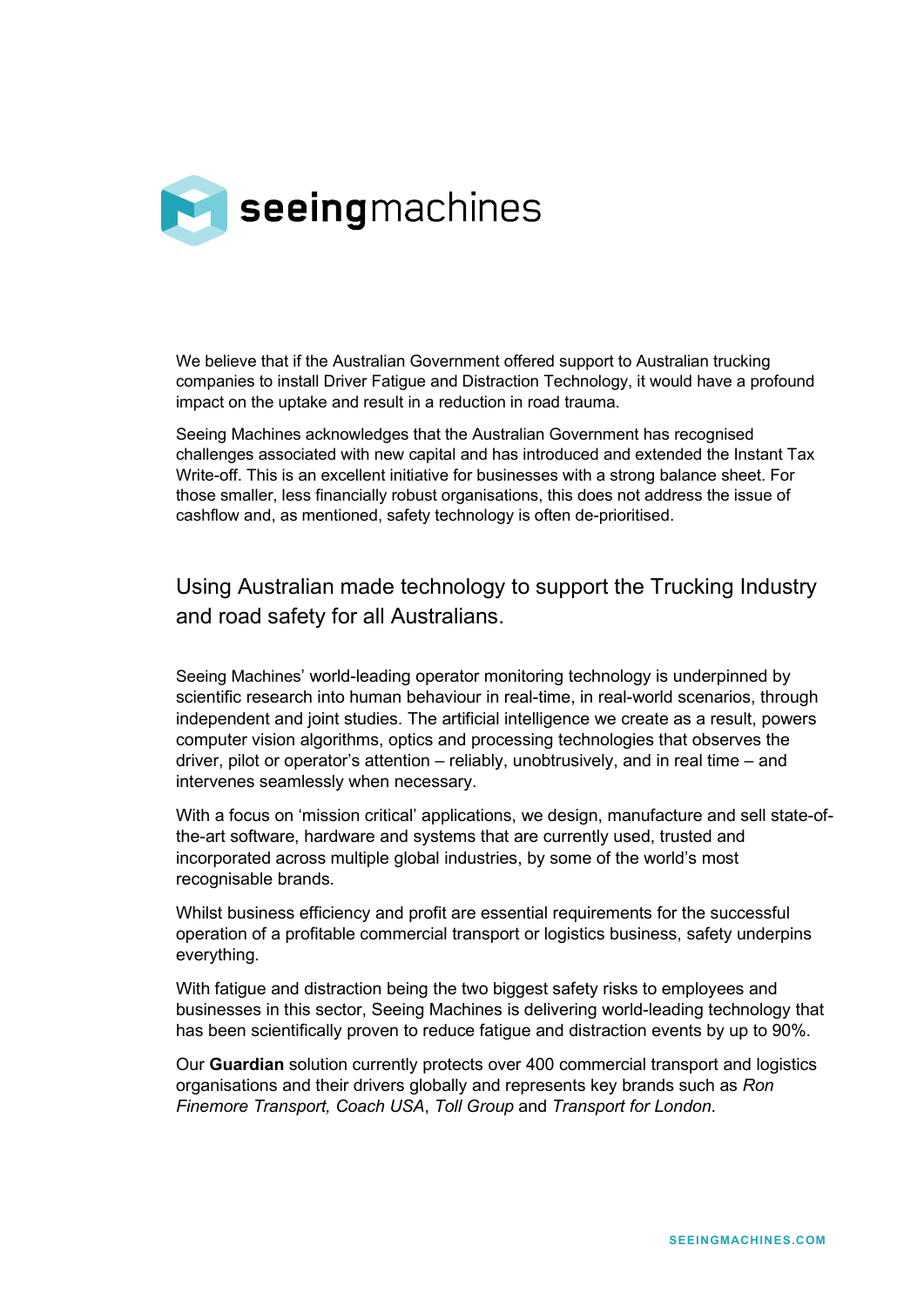We believe that if the Australian Government offered support to Australian trucking companies to install Driver Fatigue and Distraction Technology, it would have a profound impact on the uptake and result in a reduction in road trauma.

Seeing Machines acknowledges that the Australian Government has recognised challenges associated with new capital and has introduced and extended the Instant Tax Write-off. This is an excellent initiative for businesses with a strong balance sheet. For those smaller, less financially robust organisations, this does not address the issue of cashflow and, as mentioned, safety technology is often de-prioritised.

## Using Australian made technology to support the Trucking Industry and road safety for all Australians.

Seeing Machines' world-leading operator monitoring technology is underpinned by scientific research into human behaviour in real-time, in real-world scenarios, through independent and joint studies. The artificial intelligence we create as a result, powers computer vision algorithms, optics and processing technologies that observes the driver, pilot or operator's attention – reliably, unobtrusively, and in real time – and intervenes seamlessly when necessary.

With a focus on 'mission critical' applications, we design, manufacture and sell state-of-the-art software, hardware and systems that are currently used, trusted and incorporated across multiple global industries, by some of the world's most recognisable brands.

Whilst business efficiency and profit are essential requirements for the successful operation of a profitable commercial transport or logistics business, safety underpins everything.

With fatigue and distraction being the two biggest safety risks to employees and businesses in this sector, Seeing Machines is delivering world-leading technology that has been scientifically proven to reduce fatigue and distraction events by up to 90%.

Our **Guardian** solution currently protects over 400 commercial transport and logistics organisations and their drivers globally and represents key brands such as *Ron Finemore Transport, Coach USA*, *Toll Group* and *Transport for London*.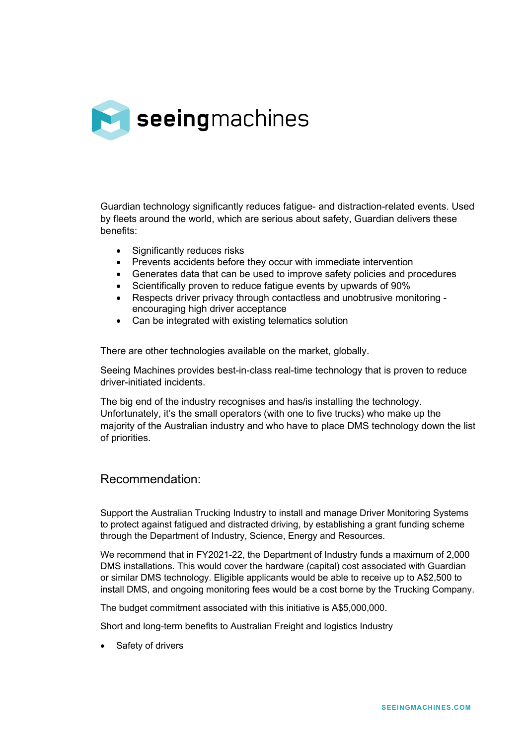Guardian technology significantly reduces fatigue- and distraction-related events. Used by fleets around the world, which are serious about safety, Guardian delivers these benefits:

- Significantly reduces risks
- Prevents accidents before they occur with immediate intervention
- Generates data that can be used to improve safety policies and procedures
- Scientifically proven to reduce fatigue events by upwards of 90%
- Respects driver privacy through contactless and unobtrusive monitoring - encouraging high driver acceptance
- Can be integrated with existing telematics solution

There are other technologies available on the market, globally.

Seeing Machines provides best-in-class real-time technology that is proven to reduce driver-initiated incidents.

The big end of the industry recognises and has/is installing the technology. Unfortunately, it's the small operators (with one to five trucks) who make up the majority of the Australian industry and who have to place DMS technology down the list of priorities.

## Recommendation:

Support the Australian Trucking Industry to install and manage Driver Monitoring Systems to protect against fatigued and distracted driving, by establishing a grant funding scheme through the Department of Industry, Science, Energy and Resources.

We recommend that in FY2021-22, the Department of Industry funds a maximum of 2,000 DMS installations. This would cover the hardware (capital) cost associated with Guardian or similar DMS technology. Eligible applicants would be able to receive up to A$2,500 to install DMS, and ongoing monitoring fees would be a cost borne by the Trucking Company.

The budget commitment associated with this initiative is A$5,000,000.

Short and long-term benefits to Australian Freight and logistics Industry

- Safety of drivers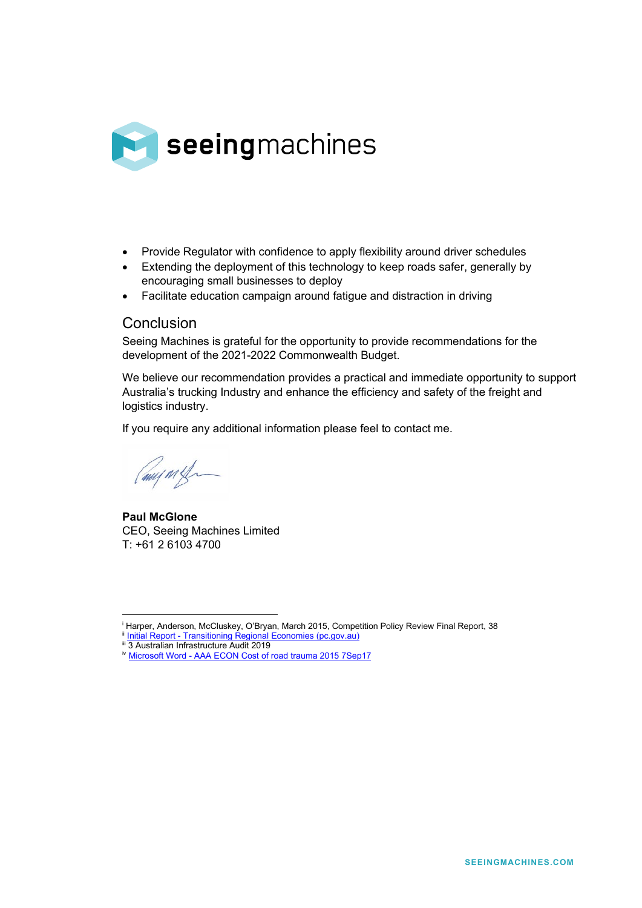- Provide Regulator with confidence to apply flexibility around driver schedules
- Extending the deployment of this technology to keep roads safer, generally by encouraging small businesses to deploy
- Facilitate education campaign around fatigue and distraction in driving

## Conclusion

Seeing Machines is grateful for the opportunity to provide recommendations for the development of the 2021-2022 Commonwealth Budget.

We believe our recommendation provides a practical and immediate opportunity to support Australia's trucking Industry and enhance the efficiency and safety of the freight and logistics industry.

If you require any additional information please feel to contact me.

**Paul McGlone**
CEO, Seeing Machines Limited
T: +61 2 6103 4700

---

[i] Harper, Anderson, McCluskey, O'Bryan, March 2015, Competition Policy Review Final Report, 38
[ii] Initial Report - Transitioning Regional Economies (pc.gov.au)
[iii] 3 Australian Infrastructure Audit 2019
[iv] Microsoft Word - AAA ECON Cost of road trauma 2015 7Sep17